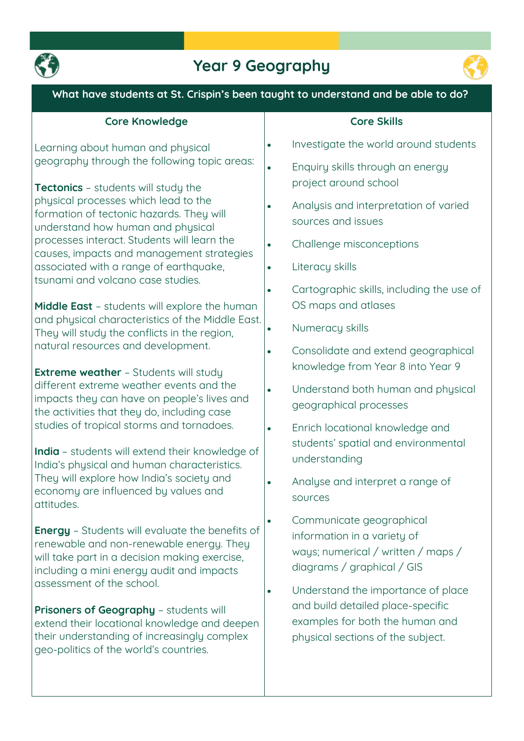# Year 9 Geography

## What have students at St. Crispin's been taught to understand and be able to do?

### Core Knowledge

Learning about human and physical geography through the following topic areas:

**Tectonics** – students will study the physical processes which lead to the formation of tectonic hazards. They will understand how human and physical processes interact. Students will learn the causes, impacts and management strategies associated with a range of earthquake, tsunami and volcano case studies.

**Middle East** – students will explore the human and physical characteristics of the Middle East. They will study the conflicts in the region, natural resources and development.

**Extreme weather** – Students will study different extreme weather events and the impacts they can have on people's lives and the activities that they do, including case studies of tropical storms and tornadoes.

**India** – students will extend their knowledge of India's physical and human characteristics. They will explore how India's society and economy are influenced by values and attitudes.

**Energy** – Students will evaluate the benefits of renewable and non-renewable energy. They will take part in a decision making exercise, including a mini energy audit and impacts assessment of the school.

**Prisoners of Geography** – students will extend their locational knowledge and deepen their understanding of increasingly complex geo-politics of the world's countries.

### Core Skills

- Investigate the world around students
- Enquiry skills through an energy project around school
- Analysis and interpretation of varied sources and issues
- Challenge misconceptions
- Literacy skills
- Cartographic skills, including the use of OS maps and atlases
- Numeracy skills
- Consolidate and extend geographical knowledge from Year 8 into Year 9
- Understand both human and physical geographical processes
- Enrich locational knowledge and students' spatial and environmental understanding
- Analyse and interpret a range of sources
- Communicate geographical information in a variety of ways; numerical / written / maps / diagrams / graphical / GIS
- Understand the importance of place and build detailed place-specific examples for both the human and physical sections of the subject.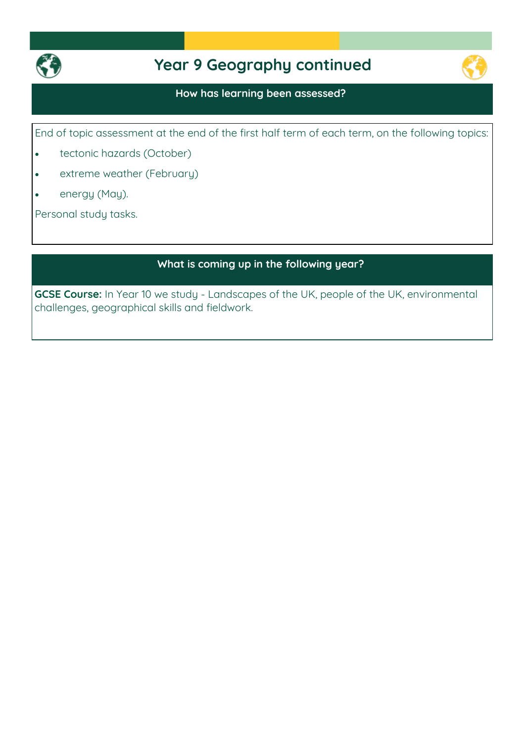# Year 9 Geography continued

## How has learning been assessed?

End of topic assessment at the end of the first half term of each term, on the following topics:

- tectonic hazards (October)
- extreme weather (February)
- energy (May).

Personal study tasks.

## What is coming up in the following year?

**GCSE Course:** In Year 10 we study - Landscapes of the UK, people of the UK, environmental challenges, geographical skills and fieldwork.